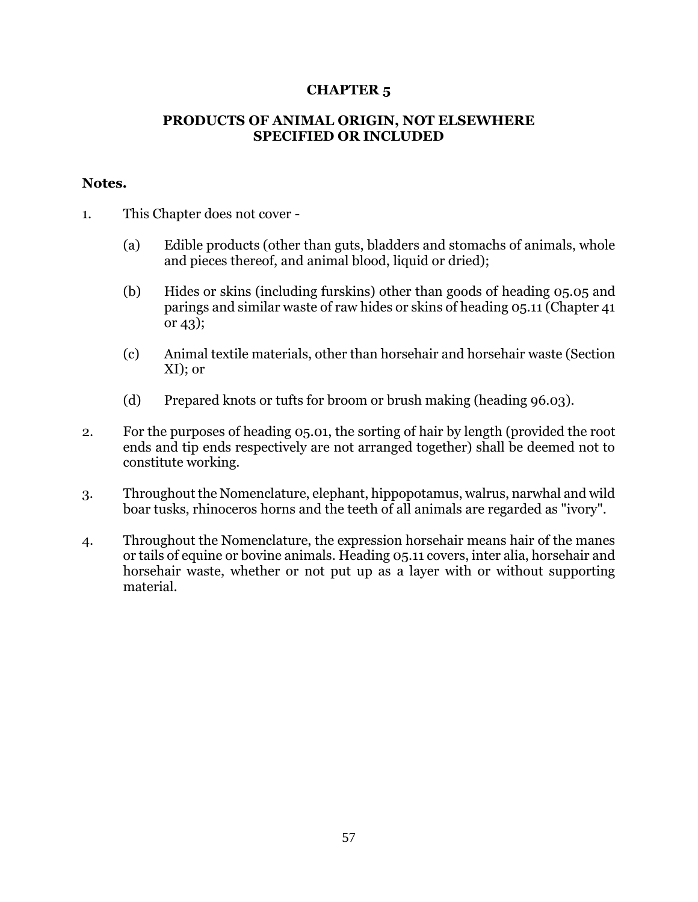# CHAPTER 5

## PRODUCTS OF ANIMAL ORIGIN, NOT ELSEWHERE SPECIFIED OR INCLUDED

**Notes.**

1. This Chapter does not cover -

   (a) Edible products (other than guts, bladders and stomachs of animals, whole and pieces thereof, and animal blood, liquid or dried);

   (b) Hides or skins (including furskins) other than goods of heading 05.05 and parings and similar waste of raw hides or skins of heading 05.11 (Chapter 41 or 43);

   (c) Animal textile materials, other than horsehair and horsehair waste (Section XI); or

   (d) Prepared knots or tufts for broom or brush making (heading 96.03).

2. For the purposes of heading 05.01, the sorting of hair by length (provided the root ends and tip ends respectively are not arranged together) shall be deemed not to constitute working.

3. Throughout the Nomenclature, elephant, hippopotamus, walrus, narwhal and wild boar tusks, rhinoceros horns and the teeth of all animals are regarded as "ivory".

4. Throughout the Nomenclature, the expression horsehair means hair of the manes or tails of equine or bovine animals. Heading 05.11 covers, inter alia, horsehair and horsehair waste, whether or not put up as a layer with or without supporting material.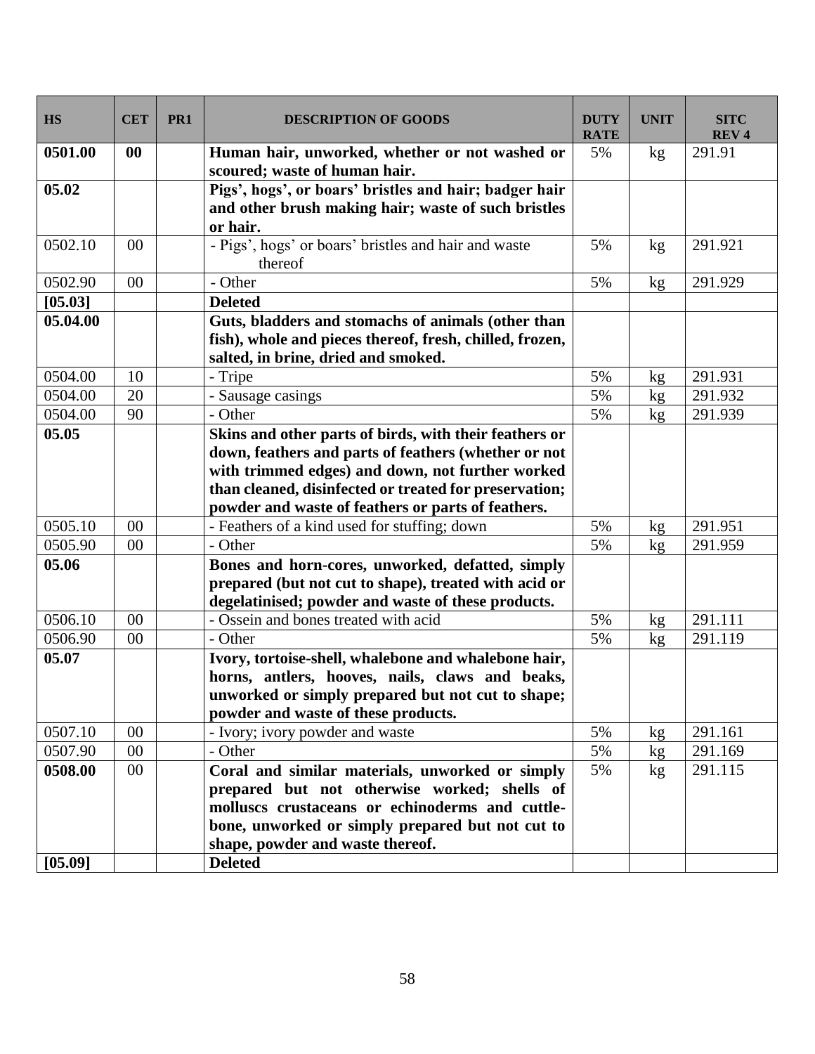| HS | CET | PR1 | DESCRIPTION OF GOODS | DUTY RATE | UNIT | SITC REV 4 |
|---|---|---|---|---|---|---|
| **0501.00** | **00** | | **Human hair, unworked, whether or not washed or scoured; waste of human hair.** | 5% | kg | 291.91 |
| **05.02** | | | **Pigs', hogs', or boars' bristles and hair; badger hair and other brush making hair; waste of such bristles or hair.** | | | |
| 0502.10 | 00 | | - Pigs', hogs' or boars' bristles and hair and waste thereof | 5% | kg | 291.921 |
| 0502.90 | 00 | | - Other | 5% | kg | 291.929 |
| **[05.03]** | | | **Deleted** | | | |
| **05.04.00** | | | **Guts, bladders and stomachs of animals (other than fish), whole and pieces thereof, fresh, chilled, frozen, salted, in brine, dried and smoked.** | | | |
| 0504.00 | 10 | | - Tripe | 5% | kg | 291.931 |
| 0504.00 | 20 | | - Sausage casings | 5% | kg | 291.932 |
| 0504.00 | 90 | | - Other | 5% | kg | 291.939 |
| **05.05** | | | **Skins and other parts of birds, with their feathers or down, feathers and parts of feathers (whether or not with trimmed edges) and down, not further worked than cleaned, disinfected or treated for preservation; powder and waste of feathers or parts of feathers.** | | | |
| 0505.10 | 00 | | - Feathers of a kind used for stuffing; down | 5% | kg | 291.951 |
| 0505.90 | 00 | | - Other | 5% | kg | 291.959 |
| **05.06** | | | **Bones and horn-cores, unworked, defatted, simply prepared (but not cut to shape), treated with acid or degelatinised; powder and waste of these products.** | | | |
| 0506.10 | 00 | | - Ossein and bones treated with acid | 5% | kg | 291.111 |
| 0506.90 | 00 | | - Other | 5% | kg | 291.119 |
| **05.07** | | | **Ivory, tortoise-shell, whalebone and whalebone hair, horns, antlers, hooves, nails, claws and beaks, unworked or simply prepared but not cut to shape; powder and waste of these products.** | | | |
| 0507.10 | 00 | | - Ivory; ivory powder and waste | 5% | kg | 291.161 |
| 0507.90 | 00 | | - Other | 5% | kg | 291.169 |
| **0508.00** | 00 | | **Coral and similar materials, unworked or simply prepared but not otherwise worked; shells of molluscs crustaceans or echinoderms and cuttle-bone, unworked or simply prepared but not cut to shape, powder and waste thereof.** | 5% | kg | 291.115 |
| **[05.09]** | | | **Deleted** | | | |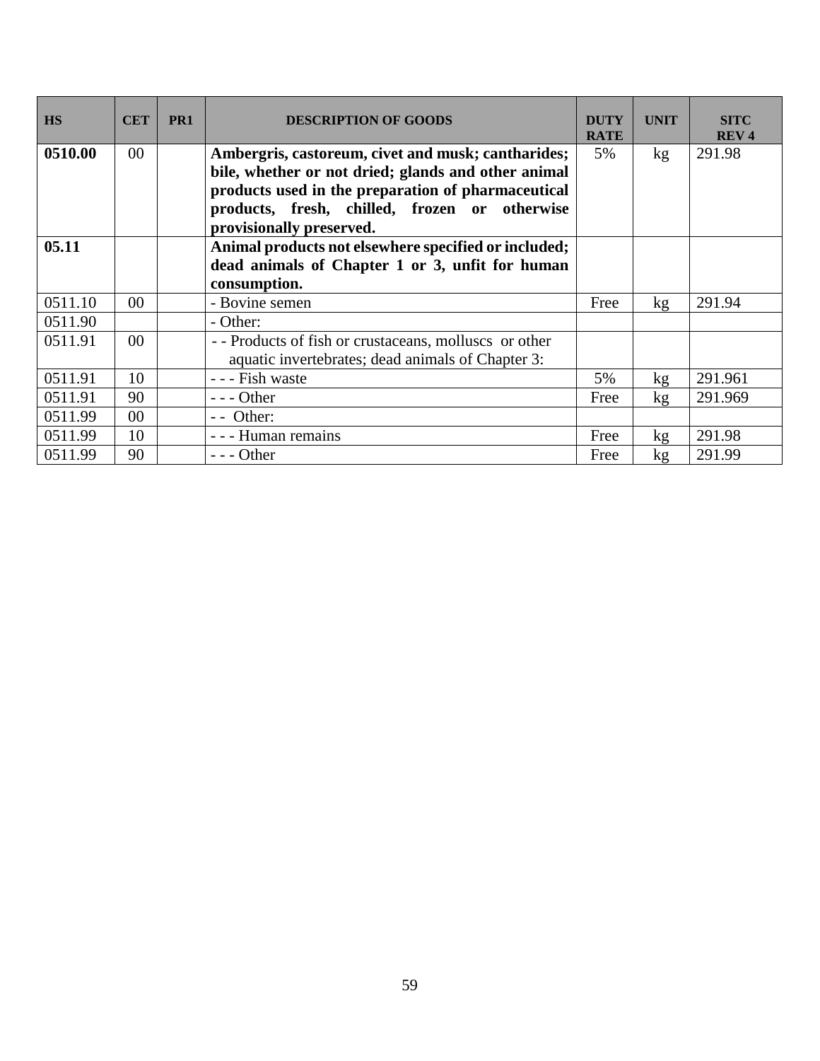| HS | CET | PR1 | DESCRIPTION OF GOODS | DUTY RATE | UNIT | SITC REV 4 |
|---|---|---|---|---|---|---|
| **0510.00** | 00 | | **Ambergris, castoreum, civet and musk; cantharides; bile, whether or not dried; glands and other animal products used in the preparation of pharmaceutical products, fresh, chilled, frozen or otherwise provisionally preserved.** | 5% | kg | 291.98 |
| **05.11** | | | **Animal products not elsewhere specified or included; dead animals of Chapter 1 or 3, unfit for human consumption.** | | | |
| 0511.10 | 00 | | - Bovine semen | Free | kg | 291.94 |
| 0511.90 | | | - Other: | | | |
| 0511.91 | 00 | | - - Products of fish or crustaceans, molluscs or other aquatic invertebrates; dead animals of Chapter 3: | | | |
| 0511.91 | 10 | | - - - Fish waste | 5% | kg | 291.961 |
| 0511.91 | 90 | | - - - Other | Free | kg | 291.969 |
| 0511.99 | 00 | | - - Other: | | | |
| 0511.99 | 10 | | - - - Human remains | Free | kg | 291.98 |
| 0511.99 | 90 | | - - - Other | Free | kg | 291.99 |